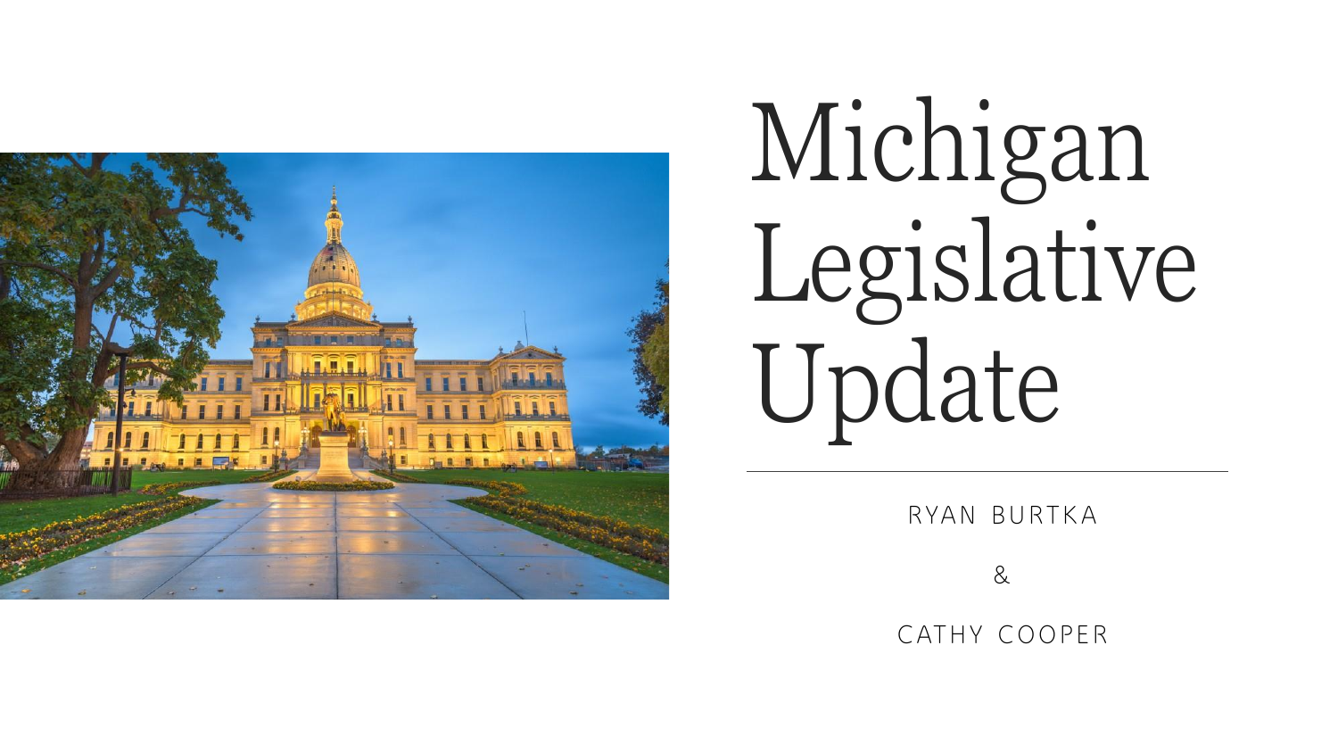# Michigan Legislative Update

RYAN BURTKA

&

CATHY COOPER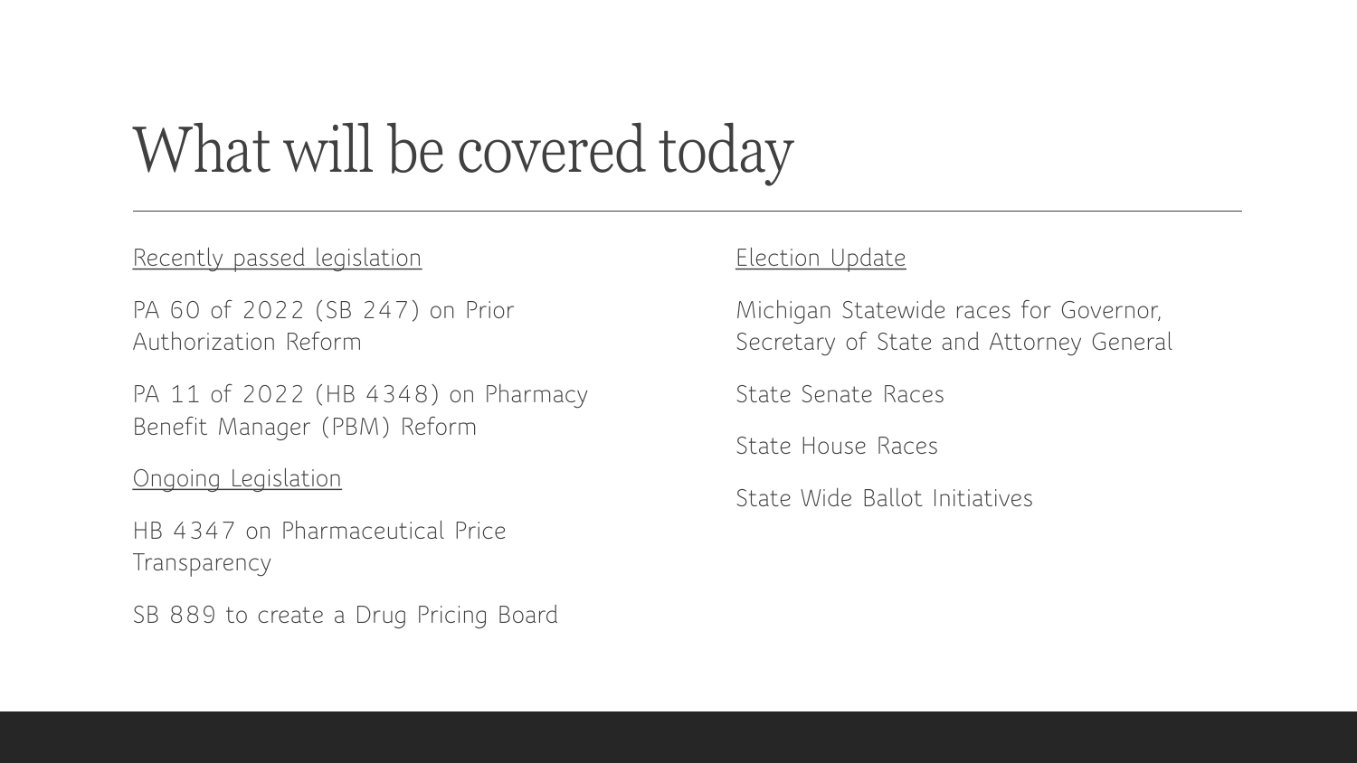# What will be covered today

Recently passed legislation

PA 60 of 2022 (SB 247) on Prior Authorization Reform

PA 11 of 2022 (HB 4348) on Pharmacy Benefit Manager (PBM) Reform

Ongoing Legislation

HB 4347 on Pharmaceutical Price Transparency

SB 889 to create a Drug Pricing Board

Election Update

Michigan Statewide races for Governor, Secretary of State and Attorney General

State Senate Races

State House Races

State Wide Ballot Initiatives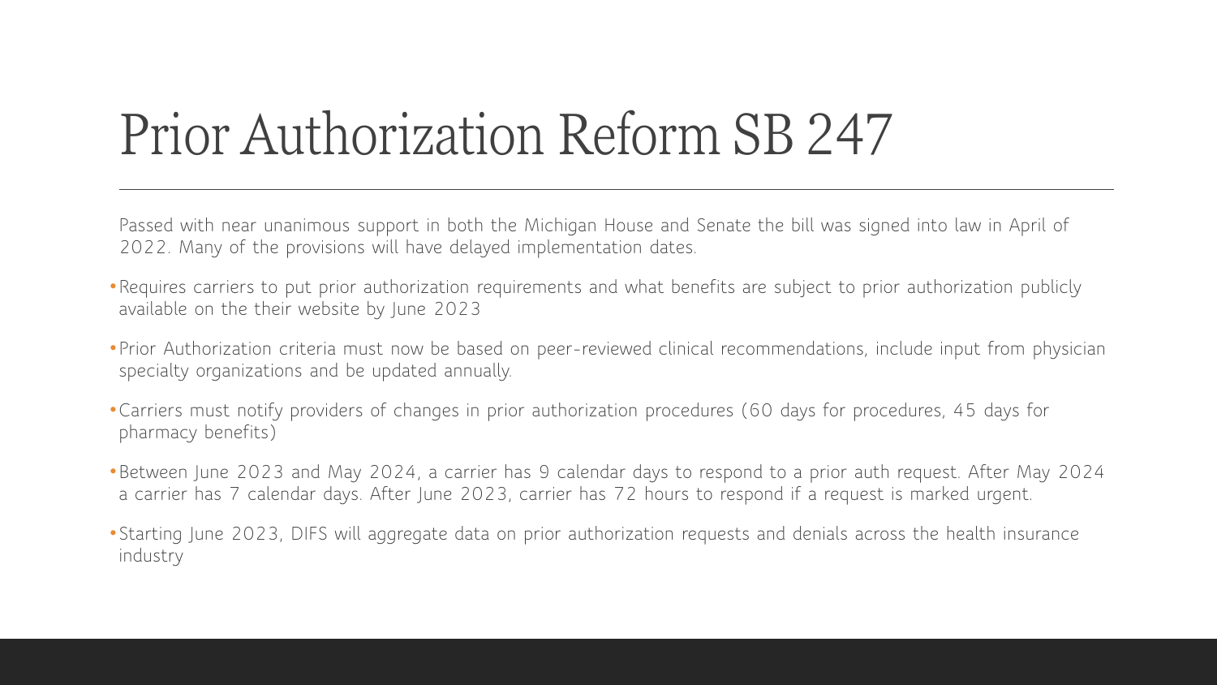# Prior Authorization Reform SB 247

Passed with near unanimous support in both the Michigan House and Senate the bill was signed into law in April of 2022. Many of the provisions will have delayed implementation dates.

- Requires carriers to put prior authorization requirements and what benefits are subject to prior authorization publicly available on the their website by June 2023
- Prior Authorization criteria must now be based on peer-reviewed clinical recommendations, include input from physician specialty organizations and be updated annually.
- Carriers must notify providers of changes in prior authorization procedures (60 days for procedures, 45 days for pharmacy benefits)
- Between June 2023 and May 2024, a carrier has 9 calendar days to respond to a prior auth request. After May 2024 a carrier has 7 calendar days. After June 2023, carrier has 72 hours to respond if a request is marked urgent.
- Starting June 2023, DIFS will aggregate data on prior authorization requests and denials across the health insurance industry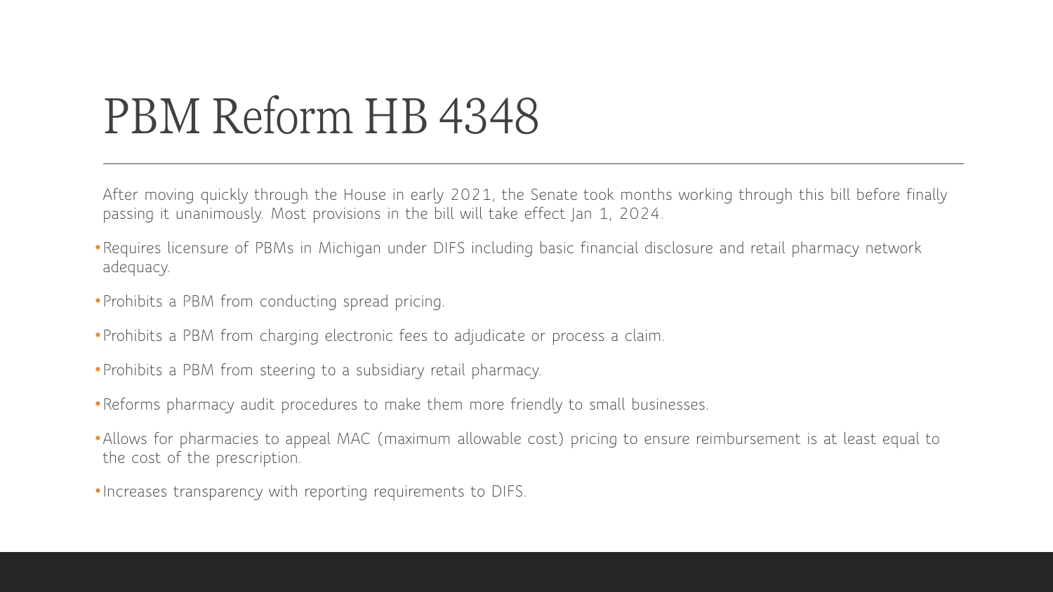# PBM Reform HB 4348

After moving quickly through the House in early 2021, the Senate took months working through this bill before finally passing it unanimously. Most provisions in the bill will take effect Jan 1, 2024.

- Requires licensure of PBMs in Michigan under DIFS including basic financial disclosure and retail pharmacy network adequacy.
- Prohibits a PBM from conducting spread pricing.
- Prohibits a PBM from charging electronic fees to adjudicate or process a claim.
- Prohibits a PBM from steering to a subsidiary retail pharmacy.
- Reforms pharmacy audit procedures to make them more friendly to small businesses.
- Allows for pharmacies to appeal MAC (maximum allowable cost) pricing to ensure reimbursement is at least equal to the cost of the prescription.
- Increases transparency with reporting requirements to DIFS.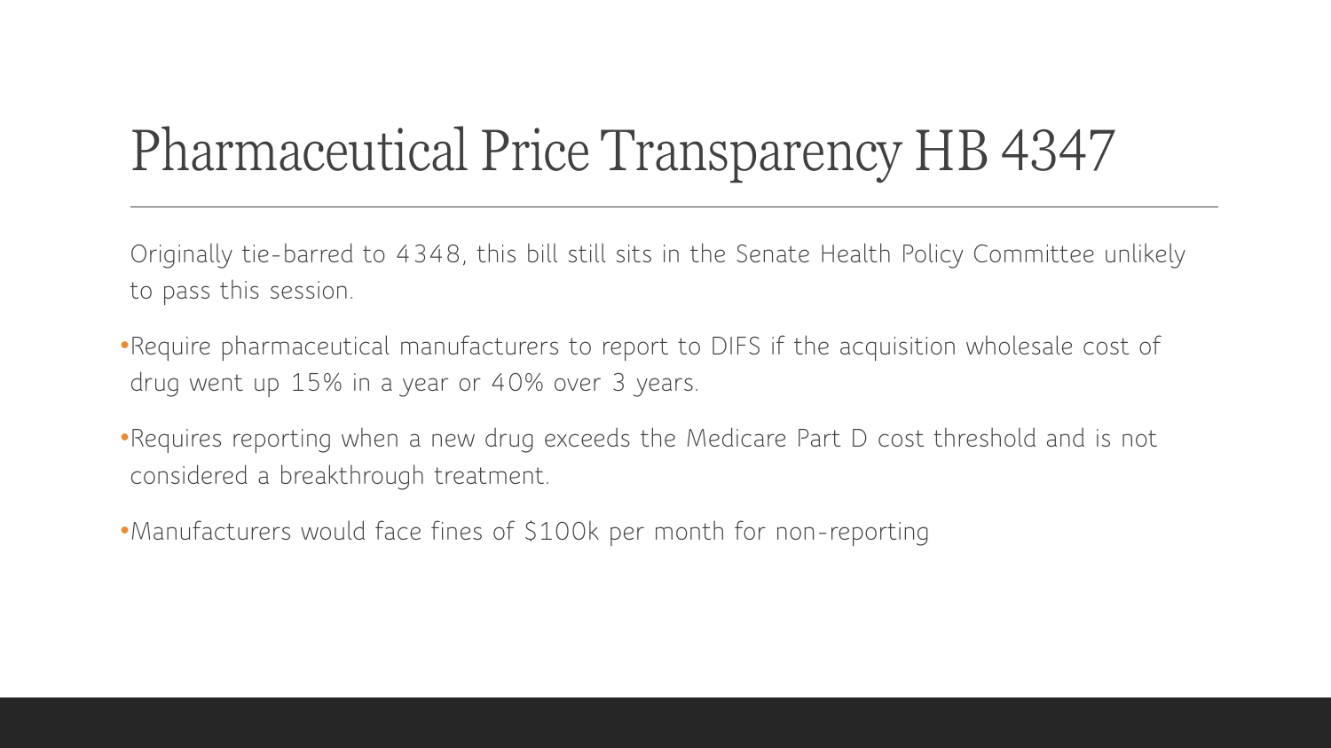# Pharmaceutical Price Transparency HB 4347

Originally tie-barred to 4348, this bill still sits in the Senate Health Policy Committee unlikely to pass this session.

- Require pharmaceutical manufacturers to report to DIFS if the acquisition wholesale cost of drug went up 15% in a year or 40% over 3 years.
- Requires reporting when a new drug exceeds the Medicare Part D cost threshold and is not considered a breakthrough treatment.
- Manufacturers would face fines of $100k per month for non-reporting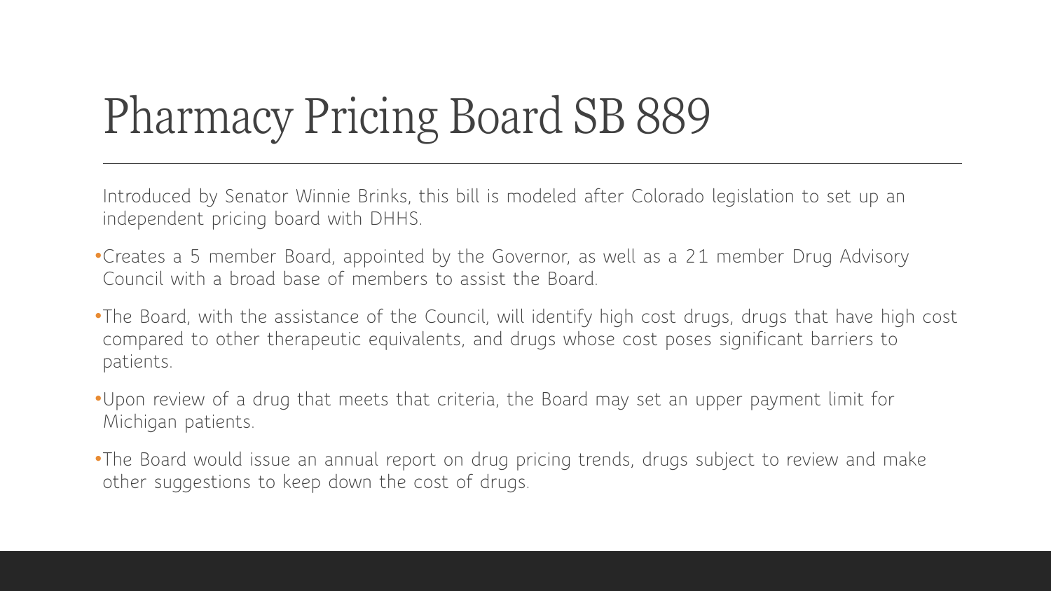# Pharmacy Pricing Board SB 889

Introduced by Senator Winnie Brinks, this bill is modeled after Colorado legislation to set up an independent pricing board with DHHS.

- Creates a 5 member Board, appointed by the Governor, as well as a 21 member Drug Advisory Council with a broad base of members to assist the Board.
- The Board, with the assistance of the Council, will identify high cost drugs, drugs that have high cost compared to other therapeutic equivalents, and drugs whose cost poses significant barriers to patients.
- Upon review of a drug that meets that criteria, the Board may set an upper payment limit for Michigan patients.
- The Board would issue an annual report on drug pricing trends, drugs subject to review and make other suggestions to keep down the cost of drugs.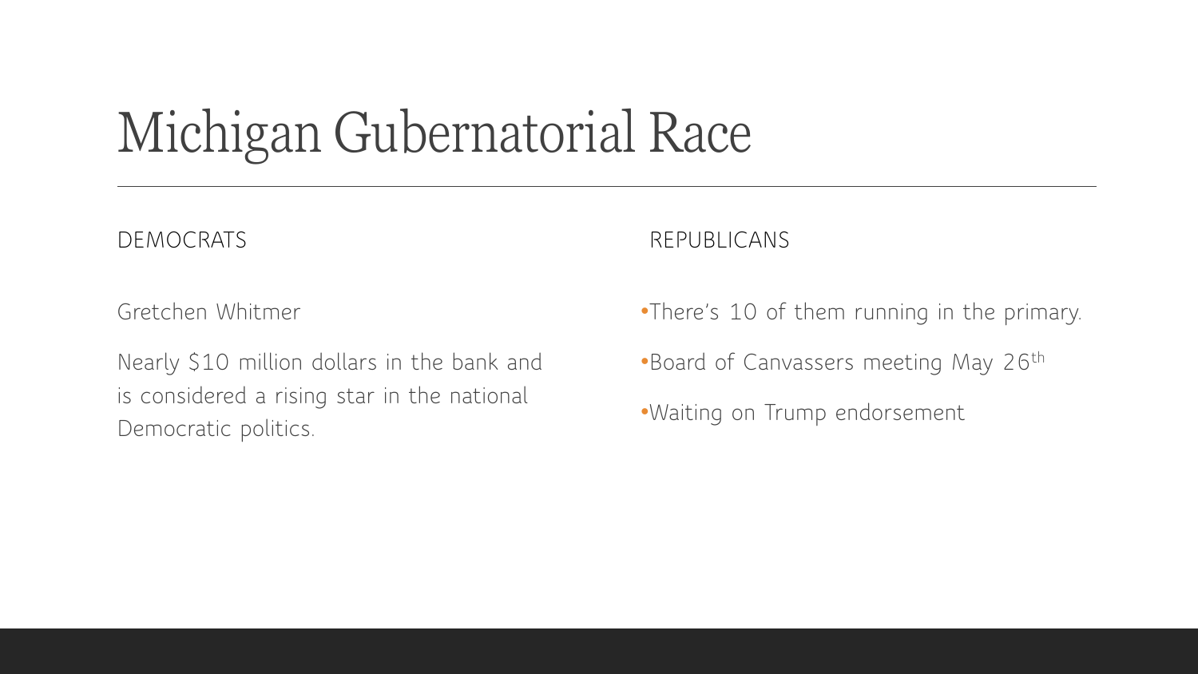# Michigan Gubernatorial Race

DEMOCRATS

Gretchen Whitmer

Nearly $10 million dollars in the bank and is considered a rising star in the national Democratic politics.

REPUBLICANS

- There's 10 of them running in the primary.
- Board of Canvassers meeting May 26th
- Waiting on Trump endorsement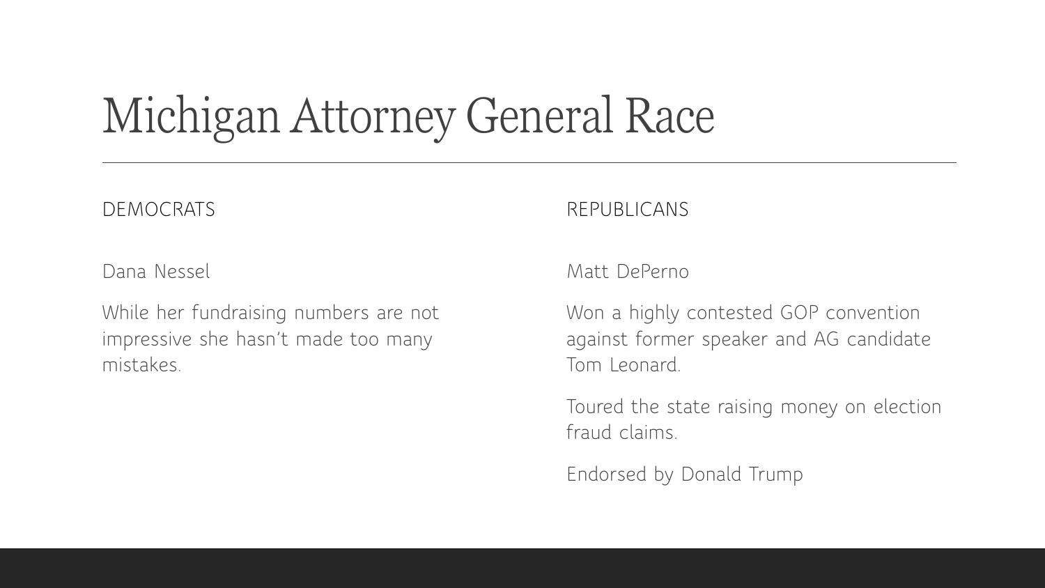# Michigan Attorney General Race

## DEMOCRATS

Dana Nessel

While her fundraising numbers are not impressive she hasn't made too many mistakes.

## REPUBLICANS

Matt DePerno

Won a highly contested GOP convention against former speaker and AG candidate Tom Leonard.

Toured the state raising money on election fraud claims.

Endorsed by Donald Trump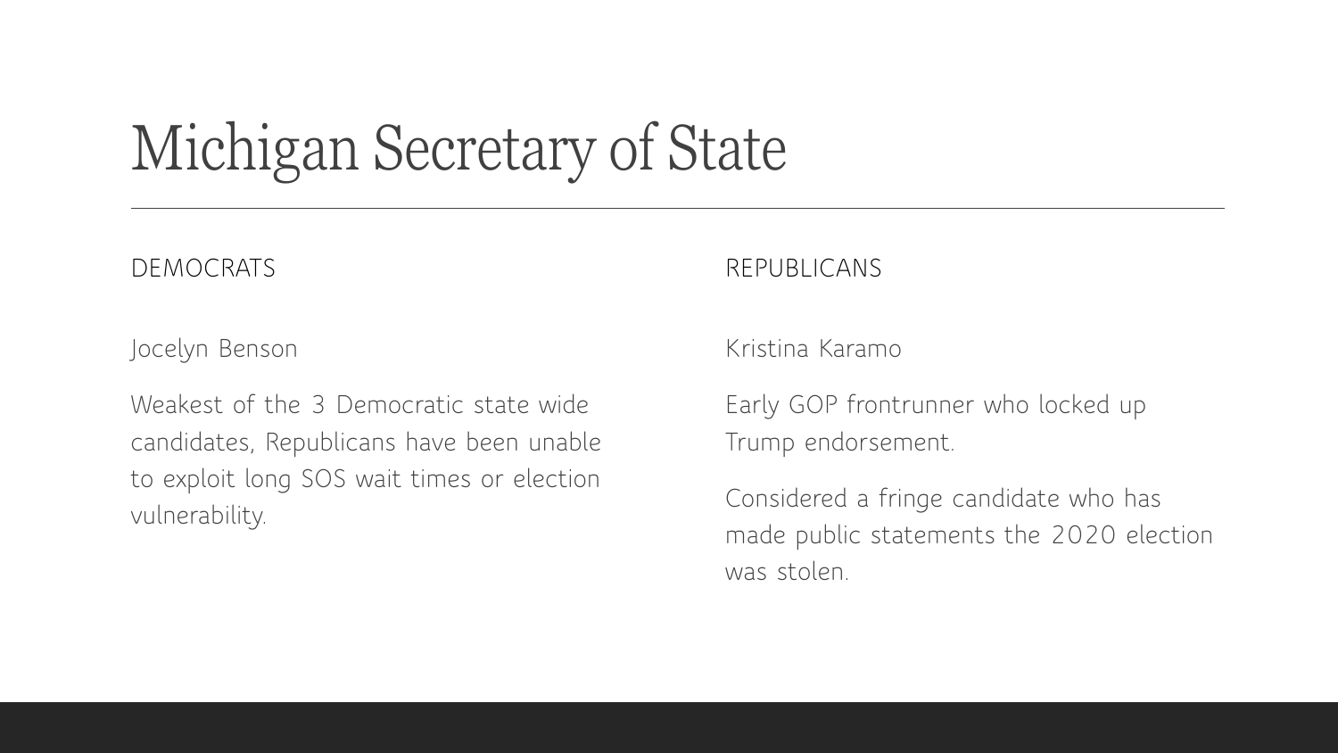# Michigan Secretary of State

## DEMOCRATS

Jocelyn Benson

Weakest of the 3 Democratic state wide candidates, Republicans have been unable to exploit long SOS wait times or election vulnerability.

## REPUBLICANS

Kristina Karamo

Early GOP frontrunner who locked up Trump endorsement.

Considered a fringe candidate who has made public statements the 2020 election was stolen.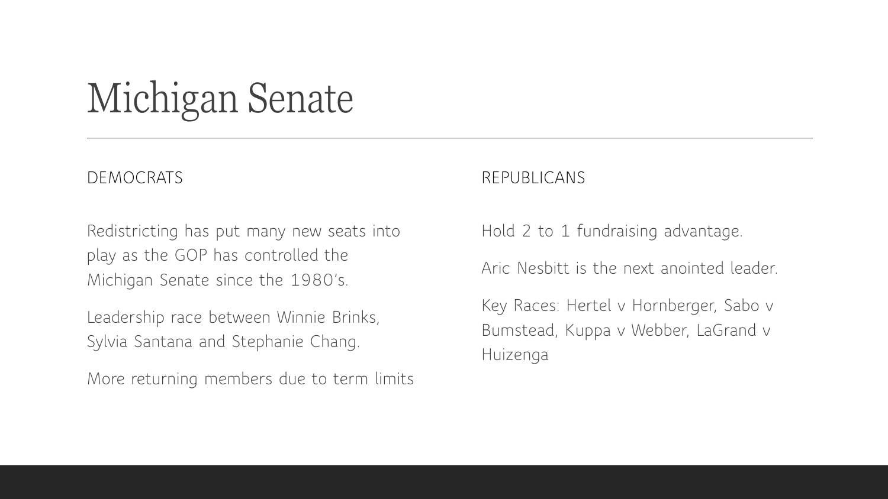# Michigan Senate

## DEMOCRATS

Redistricting has put many new seats into play as the GOP has controlled the Michigan Senate since the 1980's.

Leadership race between Winnie Brinks, Sylvia Santana and Stephanie Chang.

More returning members due to term limits

## REPUBLICANS

Hold 2 to 1 fundraising advantage.

Aric Nesbitt is the next anointed leader.

Key Races: Hertel v Hornberger, Sabo v Bumstead, Kuppa v Webber, LaGrand v Huizenga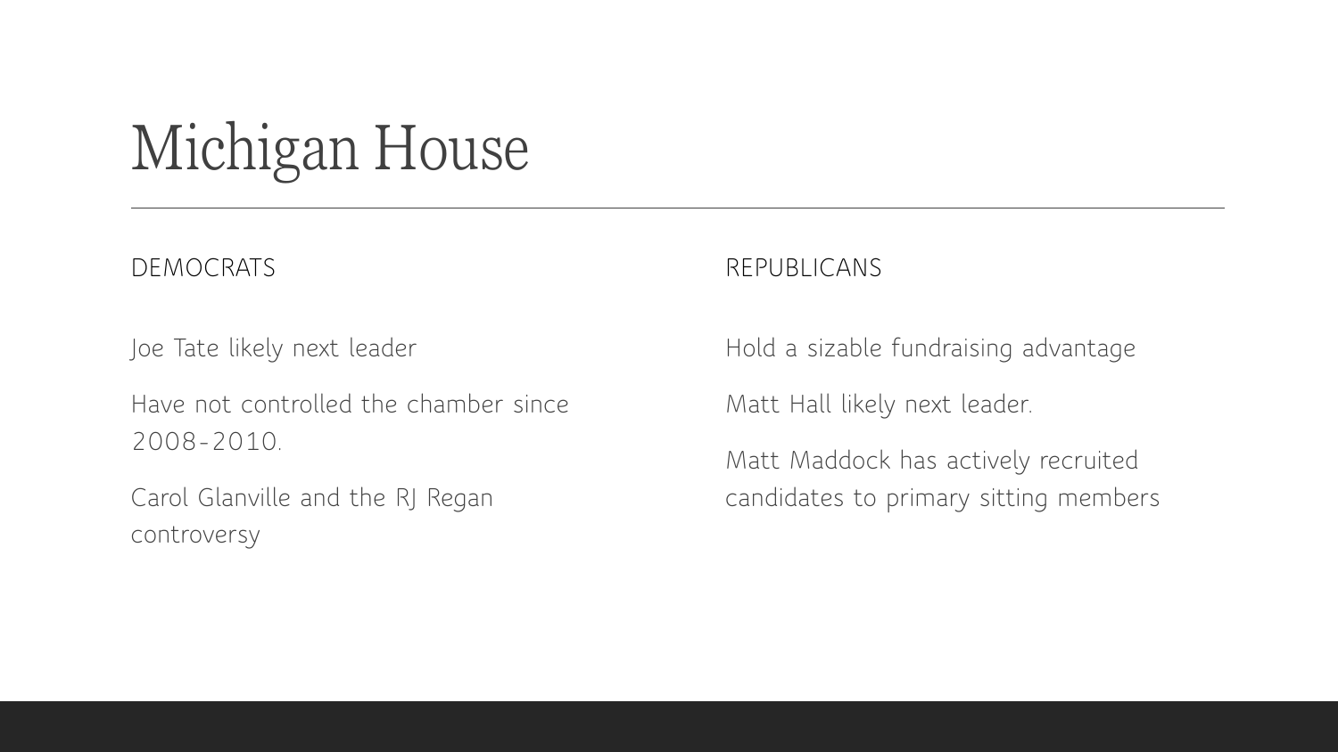# Michigan House

## DEMOCRATS

Joe Tate likely next leader

Have not controlled the chamber since 2008-2010.

Carol Glanville and the RJ Regan controversy

## REPUBLICANS

Hold a sizable fundraising advantage

Matt Hall likely next leader.

Matt Maddock has actively recruited candidates to primary sitting members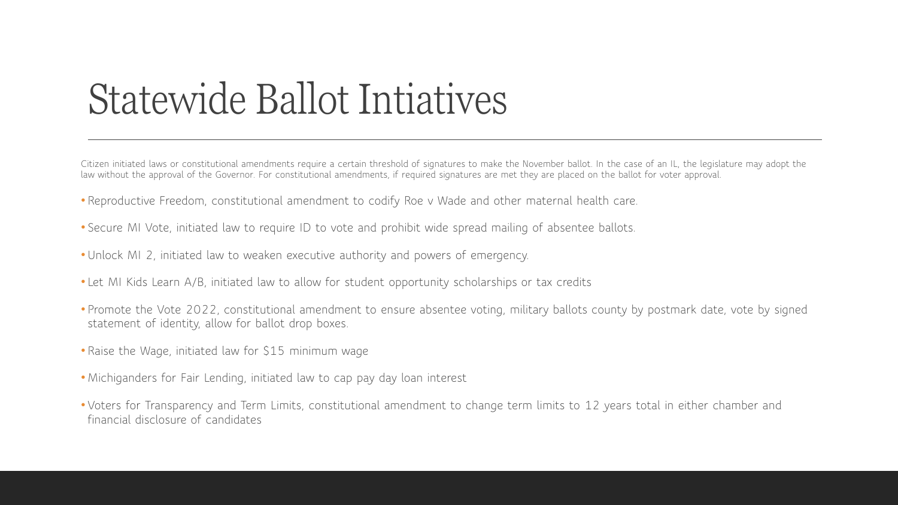# Statewide Ballot Intiatives

Citizen initiated laws or constitutional amendments require a certain threshold of signatures to make the November ballot. In the case of an IL, the legislature may adopt the law without the approval of the Governor. For constitutional amendments, if required signatures are met they are placed on the ballot for voter approval.

- Reproductive Freedom, constitutional amendment to codify Roe v Wade and other maternal health care.
- Secure MI Vote, initiated law to require ID to vote and prohibit wide spread mailing of absentee ballots.
- Unlock MI 2, initiated law to weaken executive authority and powers of emergency.
- Let MI Kids Learn A/B, initiated law to allow for student opportunity scholarships or tax credits
- Promote the Vote 2022, constitutional amendment to ensure absentee voting, military ballots county by postmark date, vote by signed statement of identity, allow for ballot drop boxes.
- Raise the Wage, initiated law for $15 minimum wage
- Michiganders for Fair Lending, initiated law to cap pay day loan interest
- Voters for Transparency and Term Limits, constitutional amendment to change term limits to 12 years total in either chamber and financial disclosure of candidates